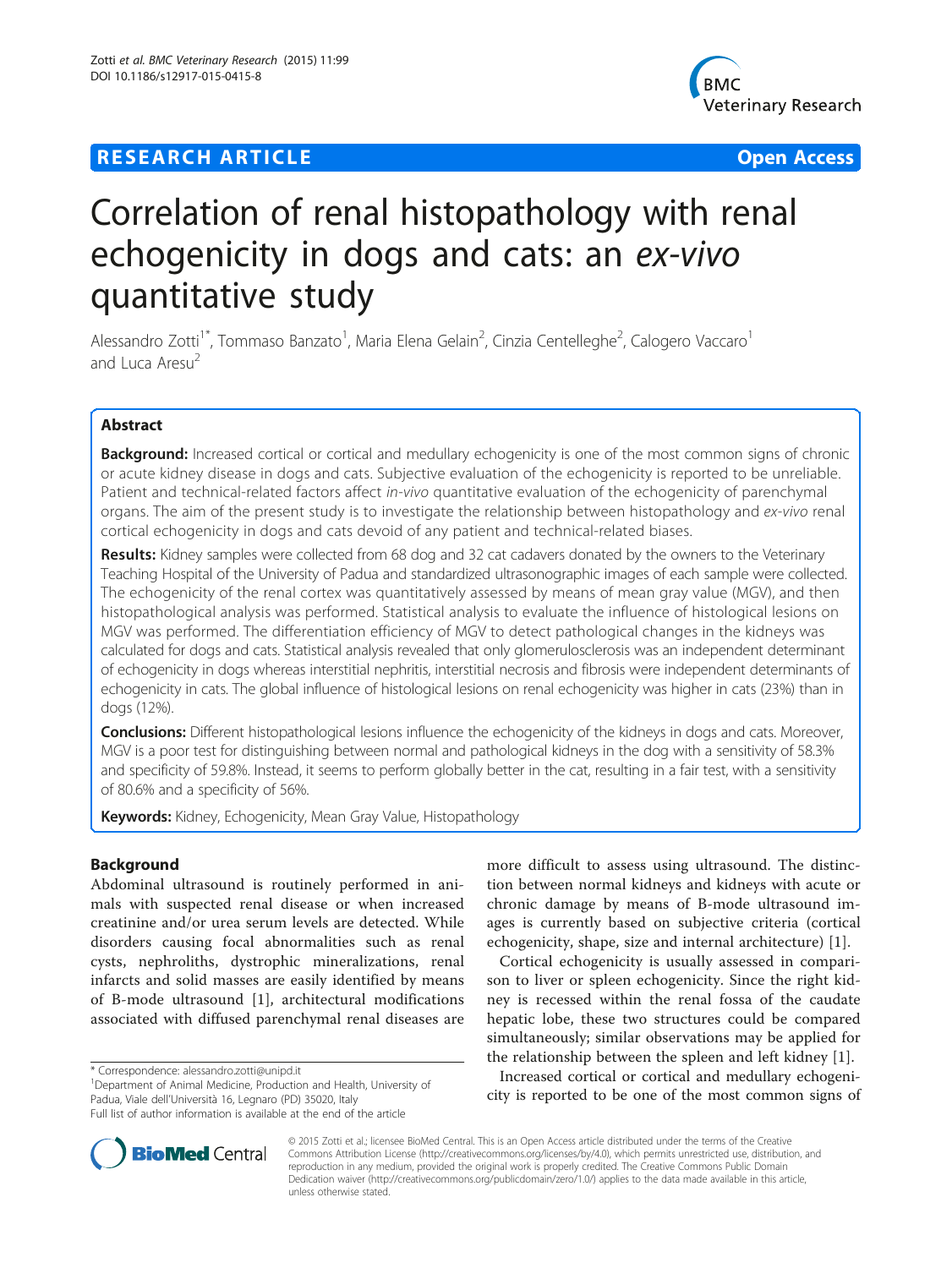**RESEARCH ARTICLE** **Open Access**

# Correlation of renal histopathology with renal echogenicity in dogs and cats: an *ex-vivo* quantitative study

Alessandro Zotti[1*], Tommaso Banzato[1], Maria Elena Gelain[2], Cinzia Centelleghe[2], Calogero Vaccaro[1] and Luca Aresu[2]

## Abstract

**Background:** Increased cortical or cortical and medullary echogenicity is one of the most common signs of chronic or acute kidney disease in dogs and cats. Subjective evaluation of the echogenicity is reported to be unreliable. Patient and technical-related factors affect *in-vivo* quantitative evaluation of the echogenicity of parenchymal organs. The aim of the present study is to investigate the relationship between histopathology and *ex-vivo* renal cortical echogenicity in dogs and cats devoid of any patient and technical-related biases.

**Results:** Kidney samples were collected from 68 dog and 32 cat cadavers donated by the owners to the Veterinary Teaching Hospital of the University of Padua and standardized ultrasonographic images of each sample were collected. The echogenicity of the renal cortex was quantitatively assessed by means of mean gray value (MGV), and then histopathological analysis was performed. Statistical analysis to evaluate the influence of histological lesions on MGV was performed. The differentiation efficiency of MGV to detect pathological changes in the kidneys was calculated for dogs and cats. Statistical analysis revealed that only glomerulosclerosis was an independent determinant of echogenicity in dogs whereas interstitial nephritis, interstitial necrosis and fibrosis were independent determinants of echogenicity in cats. The global influence of histological lesions on renal echogenicity was higher in cats (23%) than in dogs (12%).

**Conclusions:** Different histopathological lesions influence the echogenicity of the kidneys in dogs and cats. Moreover, MGV is a poor test for distinguishing between normal and pathological kidneys in the dog with a sensitivity of 58.3% and specificity of 59.8%. Instead, it seems to perform globally better in the cat, resulting in a fair test, with a sensitivity of 80.6% and a specificity of 56%.

**Keywords:** Kidney, Echogenicity, Mean Gray Value, Histopathology

## Background

Abdominal ultrasound is routinely performed in animals with suspected renal disease or when increased creatinine and/or urea serum levels are detected. While disorders causing focal abnormalities such as renal cysts, nephroliths, dystrophic mineralizations, renal infarcts and solid masses are easily identified by means of B-mode ultrasound [1], architectural modifications associated with diffused parenchymal renal diseases are more difficult to assess using ultrasound. The distinction between normal kidneys and kidneys with acute or chronic damage by means of B-mode ultrasound images is currently based on subjective criteria (cortical echogenicity, shape, size and internal architecture) [1].

Cortical echogenicity is usually assessed in comparison to liver or spleen echogenicity. Since the right kidney is recessed within the renal fossa of the caudate hepatic lobe, these two structures could be compared simultaneously; similar observations may be applied for the relationship between the spleen and left kidney [1].

Increased cortical or cortical and medullary echogenicity is reported to be one of the most common signs of

\* Correspondence: alessandro.zotti@unipd.it
[1]Department of Animal Medicine, Production and Health, University of Padua, Viale dell'Università 16, Legnaro (PD) 35020, Italy
Full list of author information is available at the end of the article

© 2015 Zotti et al.; licensee BioMed Central. This is an Open Access article distributed under the terms of the Creative Commons Attribution License (http://creativecommons.org/licenses/by/4.0), which permits unrestricted use, distribution, and reproduction in any medium, provided the original work is properly credited. The Creative Commons Public Domain Dedication waiver (http://creativecommons.org/publicdomain/zero/1.0/) applies to the data made available in this article, unless otherwise stated.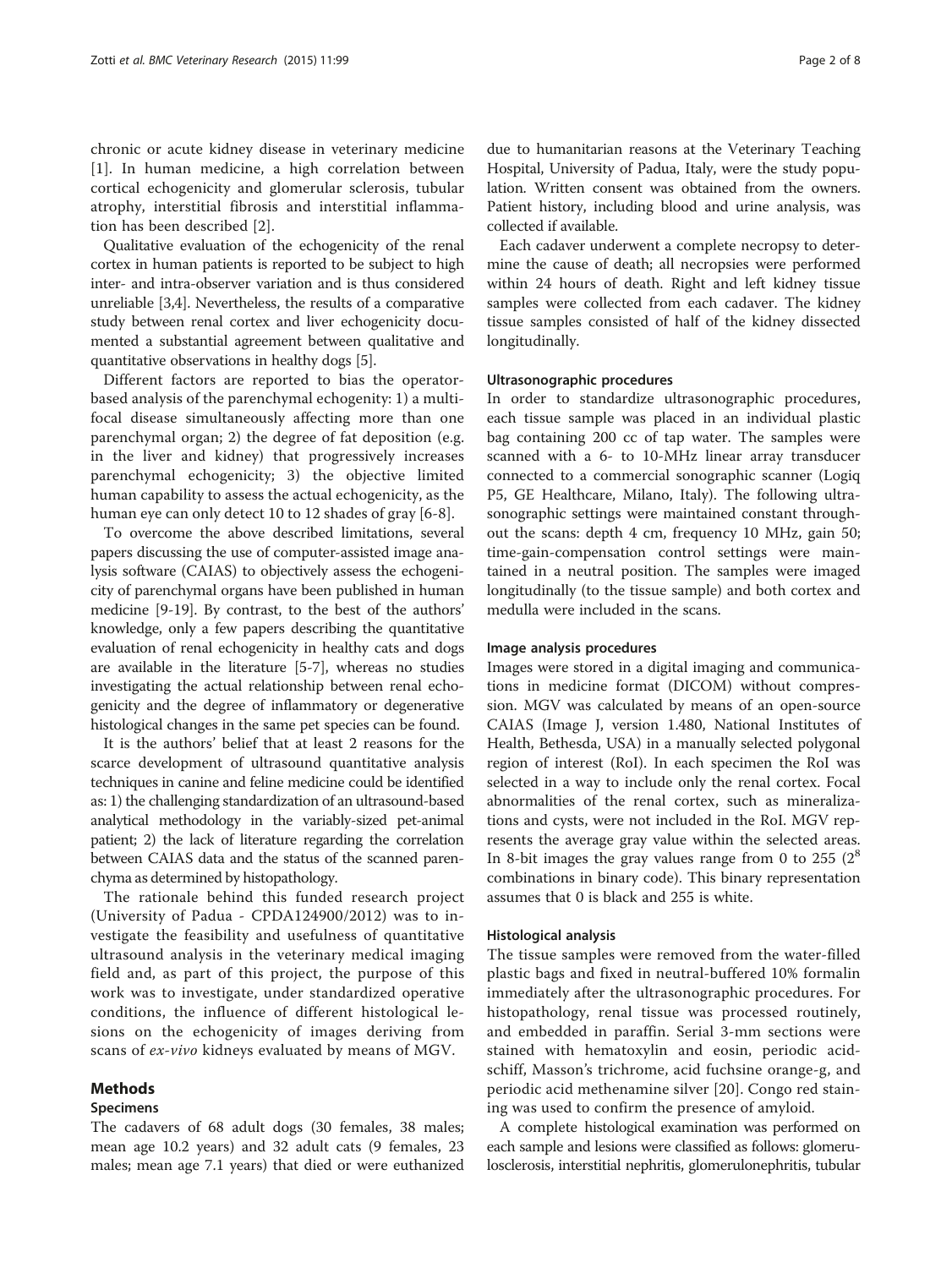chronic or acute kidney disease in veterinary medicine [1]. In human medicine, a high correlation between cortical echogenicity and glomerular sclerosis, tubular atrophy, interstitial fibrosis and interstitial inflammation has been described [2].

Qualitative evaluation of the echogenicity of the renal cortex in human patients is reported to be subject to high inter- and intra-observer variation and is thus considered unreliable [3,4]. Nevertheless, the results of a comparative study between renal cortex and liver echogenicity documented a substantial agreement between qualitative and quantitative observations in healthy dogs [5].

Different factors are reported to bias the operator-based analysis of the parenchymal echogenity: 1) a multifocal disease simultaneously affecting more than one parenchymal organ; 2) the degree of fat deposition (e.g. in the liver and kidney) that progressively increases parenchymal echogenicity; 3) the objective limited human capability to assess the actual echogenicity, as the human eye can only detect 10 to 12 shades of gray [6-8].

To overcome the above described limitations, several papers discussing the use of computer-assisted image analysis software (CAIAS) to objectively assess the echogenicity of parenchymal organs have been published in human medicine [9-19]. By contrast, to the best of the authors' knowledge, only a few papers describing the quantitative evaluation of renal echogenicity in healthy cats and dogs are available in the literature [5-7], whereas no studies investigating the actual relationship between renal echogenicity and the degree of inflammatory or degenerative histological changes in the same pet species can be found.

It is the authors' belief that at least 2 reasons for the scarce development of ultrasound quantitative analysis techniques in canine and feline medicine could be identified as: 1) the challenging standardization of an ultrasound-based analytical methodology in the variably-sized pet-animal patient; 2) the lack of literature regarding the correlation between CAIAS data and the status of the scanned parenchyma as determined by histopathology.

The rationale behind this funded research project (University of Padua - CPDA124900/2012) was to investigate the feasibility and usefulness of quantitative ultrasound analysis in the veterinary medical imaging field and, as part of this project, the purpose of this work was to investigate, under standardized operative conditions, the influence of different histological lesions on the echogenicity of images deriving from scans of *ex-vivo* kidneys evaluated by means of MGV.

## Methods

### Specimens

The cadavers of 68 adult dogs (30 females, 38 males; mean age 10.2 years) and 32 adult cats (9 females, 23 males; mean age 7.1 years) that died or were euthanized due to humanitarian reasons at the Veterinary Teaching Hospital, University of Padua, Italy, were the study population. Written consent was obtained from the owners. Patient history, including blood and urine analysis, was collected if available.

Each cadaver underwent a complete necropsy to determine the cause of death; all necropsies were performed within 24 hours of death. Right and left kidney tissue samples were collected from each cadaver. The kidney tissue samples consisted of half of the kidney dissected longitudinally.

### Ultrasonographic procedures

In order to standardize ultrasonographic procedures, each tissue sample was placed in an individual plastic bag containing 200 cc of tap water. The samples were scanned with a 6- to 10-MHz linear array transducer connected to a commercial sonographic scanner (Logiq P5, GE Healthcare, Milano, Italy). The following ultrasonographic settings were maintained constant throughout the scans: depth 4 cm, frequency 10 MHz, gain 50; time-gain-compensation control settings were maintained in a neutral position. The samples were imaged longitudinally (to the tissue sample) and both cortex and medulla were included in the scans.

### Image analysis procedures

Images were stored in a digital imaging and communications in medicine format (DICOM) without compression. MGV was calculated by means of an open-source CAIAS (Image J, version 1.480, National Institutes of Health, Bethesda, USA) in a manually selected polygonal region of interest (RoI). In each specimen the RoI was selected in a way to include only the renal cortex. Focal abnormalities of the renal cortex, such as mineralizations and cysts, were not included in the RoI. MGV represents the average gray value within the selected areas. In 8-bit images the gray values range from 0 to 255 ($2^8$ combinations in binary code). This binary representation assumes that 0 is black and 255 is white.

### Histological analysis

The tissue samples were removed from the water-filled plastic bags and fixed in neutral-buffered 10% formalin immediately after the ultrasonographic procedures. For histopathology, renal tissue was processed routinely, and embedded in paraffin. Serial 3-mm sections were stained with hematoxylin and eosin, periodic acid-schiff, Masson's trichrome, acid fuchsine orange-g, and periodic acid methenamine silver [20]. Congo red staining was used to confirm the presence of amyloid.

A complete histological examination was performed on each sample and lesions were classified as follows: glomerulosclerosis, interstitial nephritis, glomerulonephritis, tubular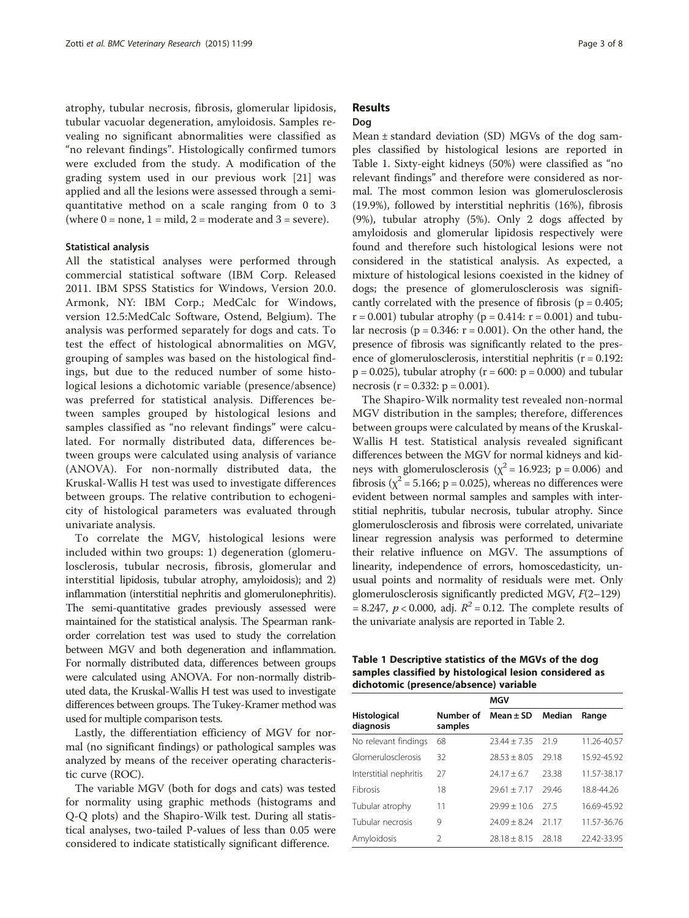atrophy, tubular necrosis, fibrosis, glomerular lipidosis, tubular vacuolar degeneration, amyloidosis. Samples revealing no significant abnormalities were classified as "no relevant findings". Histologically confirmed tumors were excluded from the study. A modification of the grading system used in our previous work [21] was applied and all the lesions were assessed through a semi-quantitative method on a scale ranging from 0 to 3 (where 0 = none, 1 = mild, 2 = moderate and 3 = severe).

#### Statistical analysis

All the statistical analyses were performed through commercial statistical software (IBM Corp. Released 2011. IBM SPSS Statistics for Windows, Version 20.0. Armonk, NY: IBM Corp.; MedCalc for Windows, version 12.5:MedCalc Software, Ostend, Belgium). The analysis was performed separately for dogs and cats. To test the effect of histological abnormalities on MGV, grouping of samples was based on the histological findings, but due to the reduced number of some histological lesions a dichotomic variable (presence/absence) was preferred for statistical analysis. Differences between samples grouped by histological lesions and samples classified as "no relevant findings" were calculated. For normally distributed data, differences between groups were calculated using analysis of variance (ANOVA). For non-normally distributed data, the Kruskal-Wallis H test was used to investigate differences between groups. The relative contribution to echogenicity of histological parameters was evaluated through univariate analysis.

To correlate the MGV, histological lesions were included within two groups: 1) degeneration (glomerulosclerosis, tubular necrosis, fibrosis, glomerular and interstitial lipidosis, tubular atrophy, amyloidosis); and 2) inflammation (interstitial nephritis and glomerulonephritis). The semi-quantitative grades previously assessed were maintained for the statistical analysis. The Spearman rank-order correlation test was used to study the correlation between MGV and both degeneration and inflammation. For normally distributed data, differences between groups were calculated using ANOVA. For non-normally distributed data, the Kruskal-Wallis H test was used to investigate differences between groups. The Tukey-Kramer method was used for multiple comparison tests.

Lastly, the differentiation efficiency of MGV for normal (no significant findings) or pathological samples was analyzed by means of the receiver operating characteristic curve (ROC).

The variable MGV (both for dogs and cats) was tested for normality using graphic methods (histograms and Q-Q plots) and the Shapiro-Wilk test. During all statistical analyses, two-tailed P-values of less than 0.05 were considered to indicate statistically significant difference.

## Results

### Dog

Mean ± standard deviation (SD) MGVs of the dog samples classified by histological lesions are reported in Table 1. Sixty-eight kidneys (50%) were classified as "no relevant findings" and therefore were considered as normal. The most common lesion was glomerulosclerosis (19.9%), followed by interstitial nephritis (16%), fibrosis (9%), tubular atrophy (5%). Only 2 dogs affected by amyloidosis and glomerular lipidosis respectively were found and therefore such histological lesions were not considered in the statistical analysis. As expected, a mixture of histological lesions coexisted in the kidney of dogs; the presence of glomerulosclerosis was significantly correlated with the presence of fibrosis ($p = 0.405$; $r = 0.001$) tubular atrophy ($p = 0.414$: $r = 0.001$) and tubular necrosis ($p = 0.346$: $r = 0.001$). On the other hand, the presence of fibrosis was significantly related to the presence of glomerulosclerosis, interstitial nephritis ($r = 0.192$: $p = 0.025$), tubular atrophy ($r = 600$: $p = 0.000$) and tubular necrosis ($r = 0.332$: $p = 0.001$).

The Shapiro-Wilk normality test revealed non-normal MGV distribution in the samples; therefore, differences between groups were calculated by means of the Kruskal-Wallis H test. Statistical analysis revealed significant differences between the MGV for normal kidneys and kidneys with glomerulosclerosis ($\chi^2 = 16.923$; $p = 0.006$) and fibrosis ($\chi^2 = 5.166$; $p = 0.025$), whereas no differences were evident between normal samples and samples with interstitial nephritis, tubular necrosis, tubular atrophy. Since glomerulosclerosis and fibrosis were correlated, univariate linear regression analysis was performed to determine their relative influence on MGV. The assumptions of linearity, independence of errors, homoscedasticity, unusual points and normality of residuals were met. Only glomerulosclerosis significantly predicted MGV, $F(2\text{–}129) = 8.247$, $p < 0.000$, adj. $R^2 = 0.12$. The complete results of the univariate analysis are reported in Table 2.

**Table 1 Descriptive statistics of the MGVs of the dog samples classified by histological lesion considered as dichotomic (presence/absence) variable**

| Histological diagnosis | Number of samples | MGV | | |
|---|---|---|---|---|
| | | Mean ± SD | Median | Range |
| No relevant findings | 68 | 23.44 ± 7.35 | 21.9 | 11.26-40.57 |
| Glomerulosclerosis | 32 | 28.53 ± 8.05 | 29.18 | 15.92-45.92 |
| Interstitial nephritis | 27 | 24.17 ± 6.7 | 23.38 | 11.57-38.17 |
| Fibrosis | 18 | 29.61 ± 7.17 | 29.46 | 18.8-44.26 |
| Tubular atrophy | 11 | 29.99 ± 10.6 | 27.5 | 16.69-45.92 |
| Tubular necrosis | 9 | 24.09 ± 8.24 | 21.17 | 11.57-36.76 |
| Amyloidosis | 2 | 28.18 ± 8.15 | 28.18 | 22.42-33.95 |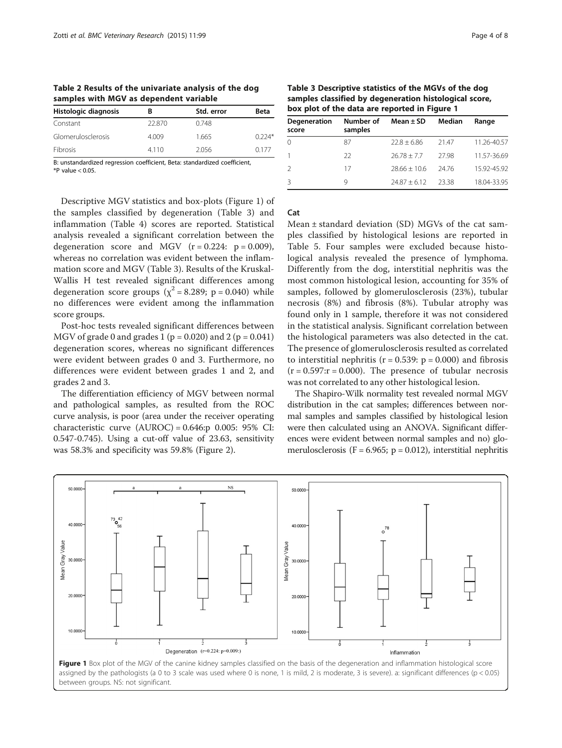**Table 2 Results of the univariate analysis of the dog samples with MGV as dependent variable**

| Histologic diagnosis | B | Std. error | Beta |
|---|---|---|---|
| Constant | 22.870 | 0.748 | |
| Glomerulosclerosis | 4.009 | 1.665 | 0.224* |
| Fibrosis | 4.110 | 2.056 | 0.177 |

B: unstandardized regression coefficient, Beta: standardized coefficient, *P value < 0.05.

Descriptive MGV statistics and box-plots (Figure 1) of the samples classified by degeneration (Table 3) and inflammation (Table 4) scores are reported. Statistical analysis revealed a significant correlation between the degeneration score and MGV ($r = 0.224$: $p = 0.009$), whereas no correlation was evident between the inflammation score and MGV (Table 3). Results of the Kruskal-Wallis H test revealed significant differences among degeneration score groups ($\chi^2 = 8.289$; $p = 0.040$) while no differences were evident among the inflammation score groups.

Post-hoc tests revealed significant differences between MGV of grade 0 and grades 1 ($p = 0.020$) and 2 ($p = 0.041$) degeneration scores, whereas no significant differences were evident between grades 0 and 3. Furthermore, no differences were evident between grades 1 and 2, and grades 2 and 3.

The differentiation efficiency of MGV between normal and pathological samples, as resulted from the ROC curve analysis, is poor (area under the receiver operating characteristic curve (AUROC) = 0.646:p 0.005: 95% CI: 0.547-0.745). Using a cut-off value of 23.63, sensitivity was 58.3% and specificity was 59.8% (Figure 2).

**Table 3 Descriptive statistics of the MGVs of the dog samples classified by degeneration histological score, box plot of the data are reported in Figure 1**

| Degeneration score | Number of samples | Mean ± SD | Median | Range |
|---|---|---|---|---|
| 0 | 87 | 22.8 ± 6.86 | 21.47 | 11.26-40.57 |
| 1 | 22 | 26.78 ± 7.7 | 27.98 | 11.57-36.69 |
| 2 | 17 | 28.66 ± 10.6 | 24.76 | 15.92-45.92 |
| 3 | 9 | 24.87 ± 6.12 | 23.38 | 18.04-33.95 |

### Cat

Mean ± standard deviation (SD) MGVs of the cat samples classified by histological lesions are reported in Table 5. Four samples were excluded because histological analysis revealed the presence of lymphoma. Differently from the dog, interstitial nephritis was the most common histological lesion, accounting for 35% of samples, followed by glomerulosclerosis (23%), tubular necrosis (8%) and fibrosis (8%). Tubular atrophy was found only in 1 sample, therefore it was not considered in the statistical analysis. Significant correlation between the histological parameters was also detected in the cat. The presence of glomerulosclerosis resulted as correlated to interstitial nephritis ($r = 0.539$: $p = 0.000$) and fibrosis ($r = 0.597$:$r = 0.000$). The presence of tubular necrosis was not correlated to any other histological lesion.

The Shapiro-Wilk normality test revealed normal MGV distribution in the cat samples; differences between normal samples and samples classified by histological lesion were then calculated using an ANOVA. Significant differences were evident between normal samples and no) glomerulosclerosis ($F = 6.965$; $p = 0.012$), interstitial nephritis

**Figure 1** Box plot of the MGV of the canine kidney samples classified on the basis of the degeneration and inflammation histological score assigned by the pathologists (a 0 to 3 scale was used where 0 is none, 1 is mild, 2 is moderate, 3 is severe). a: significant differences ($p < 0.05$) between groups. NS: not significant.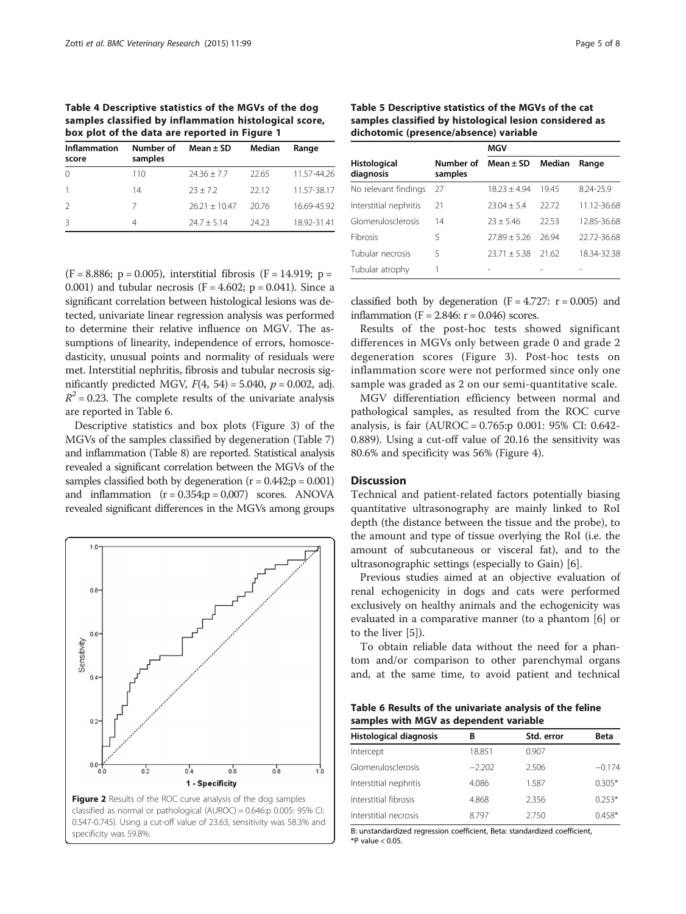**Table 4 Descriptive statistics of the MGVs of the dog samples classified by inflammation histological score, box plot of the data are reported in Figure 1**

| Inflammation score | Number of samples | Mean ± SD | Median | Range |
|---|---|---|---|---|
| 0 | 110 | 24.36 ± 7.7 | 22.65 | 11.57-44.26 |
| 1 | 14 | 23 ± 7.2 | 22.12 | 11.57-38.17 |
| 2 | 7 | 26.21 ± 10.47 | 20.76 | 16.69-45.92 |
| 3 | 4 | 24.7 ± 5.14 | 24.23 | 18.92-31.41 |

(F = 8.886; p = 0.005), interstitial fibrosis (F = 14.919; p = 0.001) and tubular necrosis (F = 4.602; p = 0.041). Since a significant correlation between histological lesions was detected, univariate linear regression analysis was performed to determine their relative influence on MGV. The assumptions of linearity, independence of errors, homoscedasticity, unusual points and normality of residuals were met. Interstitial nephritis, fibrosis and tubular necrosis significantly predicted MGV, $F(4, 54) = 5.040$, $p = 0.002$, adj. $R^2 = 0.23$. The complete results of the univariate analysis are reported in Table 6.

Descriptive statistics and box plots (Figure 3) of the MGVs of the samples classified by degeneration (Table 7) and inflammation (Table 8) are reported. Statistical analysis revealed a significant correlation between the MGVs of the samples classified both by degeneration (r = 0.442;p = 0.001) and inflammation (r = 0.354;p = 0,007) scores. ANOVA revealed significant differences in the MGVs among groups classified both by degeneration (F = 4.727: r = 0.005) and inflammation (F = 2.846: r = 0.046) scores.

Results of the post-hoc tests showed significant differences in MGVs only between grade 0 and grade 2 degeneration scores (Figure 3). Post-hoc tests on inflammation score were not performed since only one sample was graded as 2 on our semi-quantitative scale.

MGV differentiation efficiency between normal and pathological samples, as resulted from the ROC curve analysis, is fair (AUROC = 0.765:p 0.001: 95% CI: 0.642-0.889). Using a cut-off value of 20.16 the sensitivity was 80.6% and specificity was 56% (Figure 4).

**Figure 2** Results of the ROC curve analysis of the dog samples classified as normal or pathological (AUROC) = 0.646;p 0.005: 95% CI: 0.547-0.745). Using a cut-off value of 23.63, sensitivity was 58.3% and specificity was 59.8%.

**Table 5 Descriptive statistics of the MGVs of the cat samples classified by histological lesion considered as dichotomic (presence/absence) variable**

| Histological diagnosis | Number of samples | MGV | | |
|---|---|---|---|---|
| | | Mean ± SD | Median | Range |
| No relevant findings | 27 | 18.23 ± 4.94 | 19.45 | 8.24-25.9 |
| Interstitial nephritis | 21 | 23.04 ± 5.4 | 22.72 | 11.12-36.68 |
| Glomerulosclerosis | 14 | 23 ± 5.46 | 22.53 | 12.85-36.68 |
| Fibrosis | 5 | 27.89 ± 5.26 | 26.94 | 22.72-36.68 |
| Tubular necrosis | 5 | 23.71 ± 5.38 | 21.62 | 18.34-32.38 |
| Tubular atrophy | 1 | - | - | - |

## Discussion

Technical and patient-related factors potentially biasing quantitative ultrasonography are mainly linked to RoI depth (the distance between the tissue and the probe), to the amount and type of tissue overlying the RoI (i.e. the amount of subcutaneous or visceral fat), and to the ultrasonographic settings (especially to Gain) [6].

Previous studies aimed at an objective evaluation of renal echogenicity in dogs and cats were performed exclusively on healthy animals and the echogenicity was evaluated in a comparative manner (to a phantom [6] or to the liver [5]).

To obtain reliable data without the need for a phantom and/or comparison to other parenchymal organs and, at the same time, to avoid patient and technical

**Table 6 Results of the univariate analysis of the feline samples with MGV as dependent variable**

| Histological diagnosis | B | Std. error | Beta |
|---|---|---|---|
| Intercept | 18.851 | 0.907 | |
| Glomerulosclerosis | −2.202 | 2.506 | −0.174 |
| Interstitial nephritis | 4.086 | 1.587 | 0.305* |
| Interstitial fibrosis | 4.868 | 2.356 | 0.253* |
| Interstitial necrosis | 8.797 | 2.750 | 0.458* |

B: unstandardized regression coefficient, Beta: standardized coefficient, *P value < 0.05.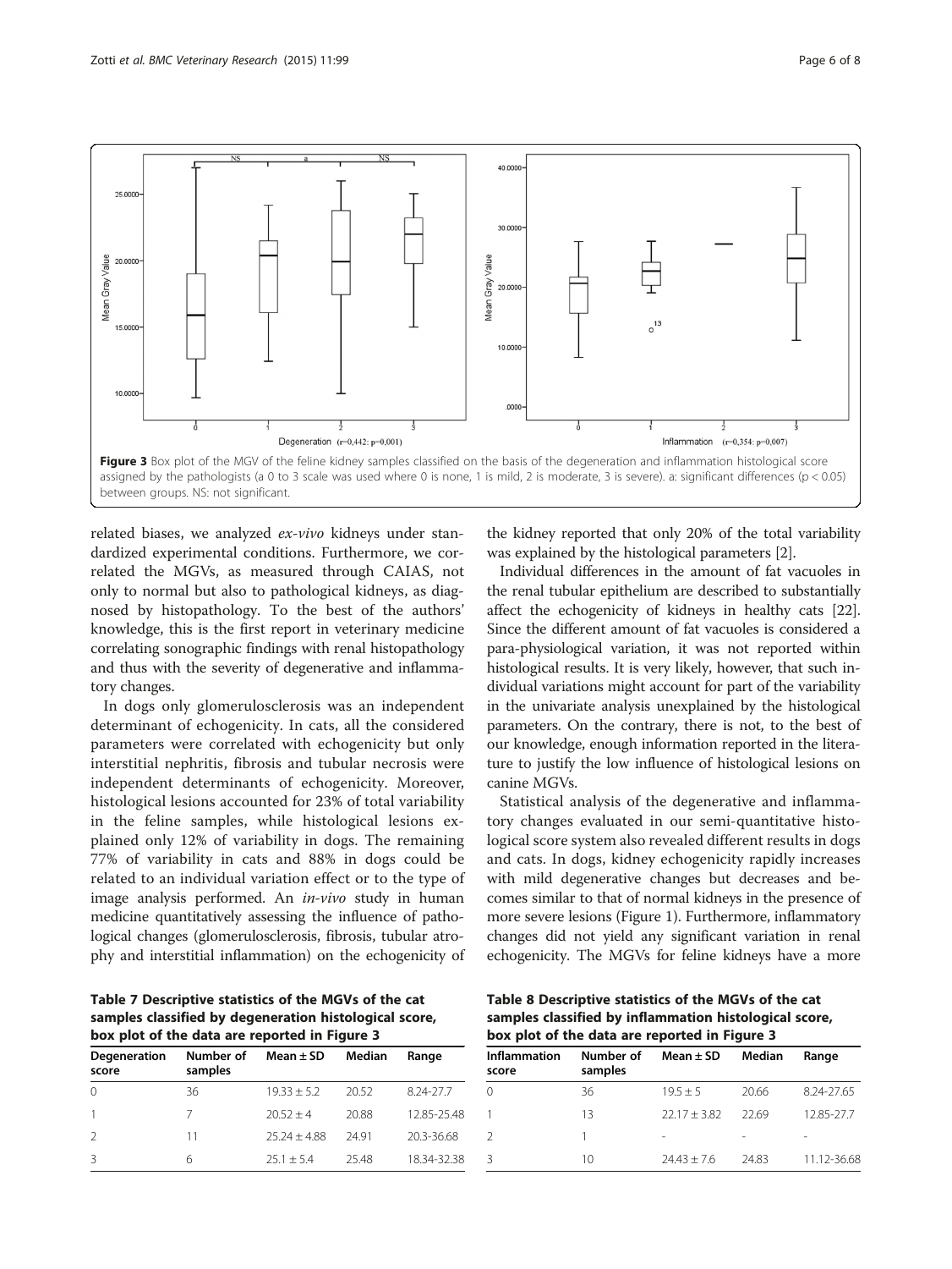Figure 3 Box plot of the MGV of the feline kidney samples classified on the basis of the degeneration and inflammation histological score assigned by the pathologists (a 0 to 3 scale was used where 0 is none, 1 is mild, 2 is moderate, 3 is severe). a: significant differences ($p < 0.05$) between groups. NS: not significant.

related biases, we analyzed *ex-vivo* kidneys under standardized experimental conditions. Furthermore, we correlated the MGVs, as measured through CAIAS, not only to normal but also to pathological kidneys, as diagnosed by histopathology. To the best of the authors' knowledge, this is the first report in veterinary medicine correlating sonographic findings with renal histopathology and thus with the severity of degenerative and inflammatory changes.

In dogs only glomerulosclerosis was an independent determinant of echogenicity. In cats, all the considered parameters were correlated with echogenicity but only interstitial nephritis, fibrosis and tubular necrosis were independent determinants of echogenicity. Moreover, histological lesions accounted for 23% of total variability in the feline samples, while histological lesions explained only 12% of variability in dogs. The remaining 77% of variability in cats and 88% in dogs could be related to an individual variation effect or to the type of image analysis performed. An *in-vivo* study in human medicine quantitatively assessing the influence of pathological changes (glomerulosclerosis, fibrosis, tubular atrophy and interstitial inflammation) on the echogenicity of the kidney reported that only 20% of the total variability was explained by the histological parameters [2].

Individual differences in the amount of fat vacuoles in the renal tubular epithelium are described to substantially affect the echogenicity of kidneys in healthy cats [22]. Since the different amount of fat vacuoles is considered a para-physiological variation, it was not reported within histological results. It is very likely, however, that such individual variations might account for part of the variability in the univariate analysis unexplained by the histological parameters. On the contrary, there is not, to the best of our knowledge, enough information reported in the literature to justify the low influence of histological lesions on canine MGVs.

Statistical analysis of the degenerative and inflammatory changes evaluated in our semi-quantitative histological score system also revealed different results in dogs and cats. In dogs, kidney echogenicity rapidly increases with mild degenerative changes but decreases and becomes similar to that of normal kidneys in the presence of more severe lesions (Figure 1). Furthermore, inflammatory changes did not yield any significant variation in renal echogenicity. The MGVs for feline kidneys have a more

**Table 7 Descriptive statistics of the MGVs of the cat samples classified by degeneration histological score, box plot of the data are reported in Figure 3**

| Degeneration score | Number of samples | Mean ± SD | Median | Range |
|---|---|---|---|---|
| 0 | 36 | 19.33 ± 5.2 | 20.52 | 8.24-27.7 |
| 1 | 7 | 20.52 ± 4 | 20.88 | 12.85-25.48 |
| 2 | 11 | 25.24 ± 4.88 | 24.91 | 20.3-36.68 |
| 3 | 6 | 25.1 ± 5.4 | 25.48 | 18.34-32.38 |

**Table 8 Descriptive statistics of the MGVs of the cat samples classified by inflammation histological score, box plot of the data are reported in Figure 3**

| Inflammation score | Number of samples | Mean ± SD | Median | Range |
|---|---|---|---|---|
| 0 | 36 | 19.5 ± 5 | 20.66 | 8.24-27.65 |
| 1 | 13 | 22.17 ± 3.82 | 22.69 | 12.85-27.7 |
| 2 | 1 | - | - | - |
| 3 | 10 | 24.43 ± 7.6 | 24.83 | 11.12-36.68 |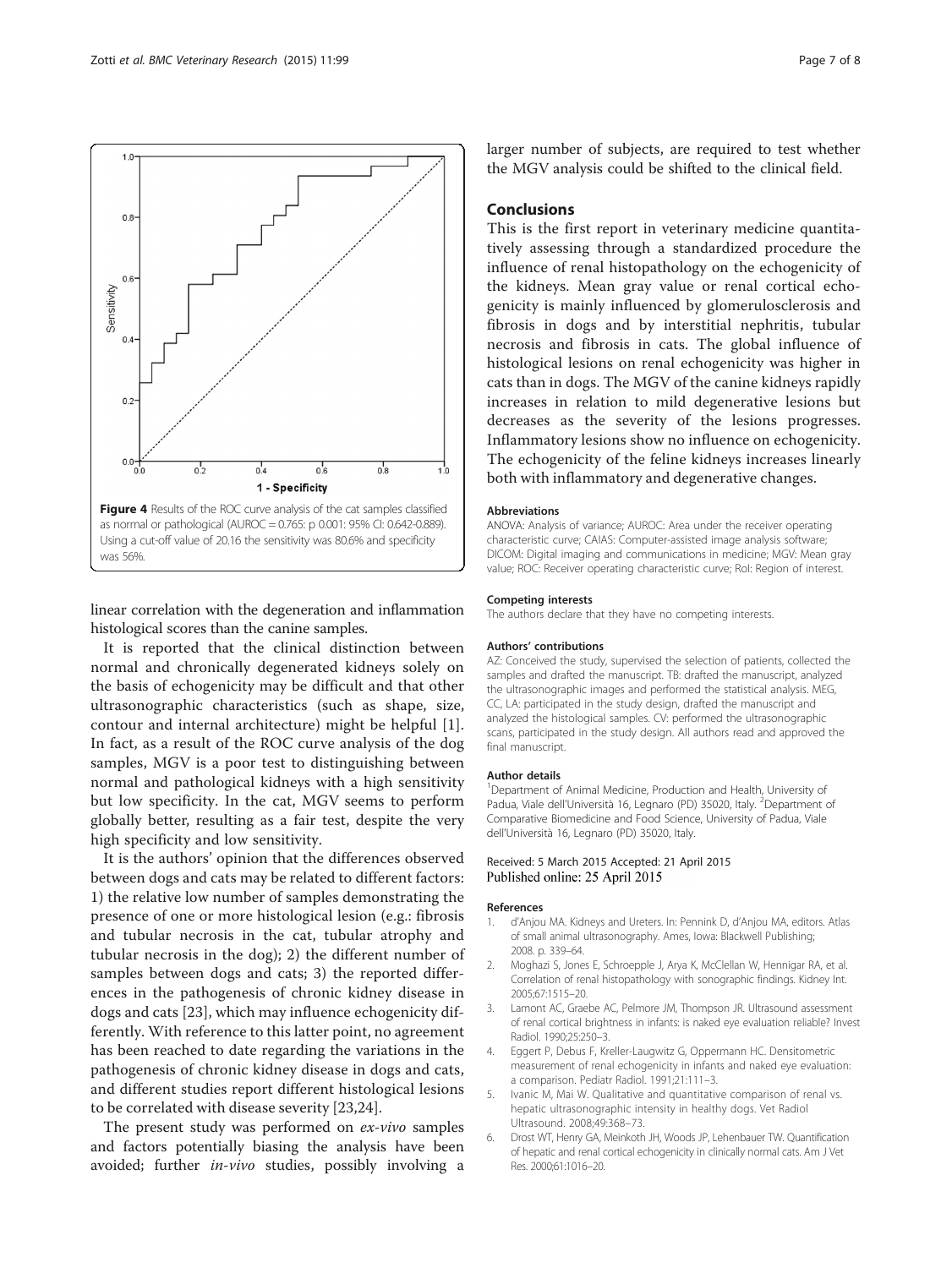1.0

0.8

0.6

0.4

0.2

0.0

Sensitivity

0.0 0.2 0.4 0.6 0.8 1.0

1 - Specificity

**Figure 4** Results of the ROC curve analysis of the cat samples classified as normal or pathological (AUROC = 0.765: p 0.001: 95% CI: 0.642-0.889). Using a cut-off value of 20.16 the sensitivity was 80.6% and specificity was 56%.

linear correlation with the degeneration and inflammation histological scores than the canine samples.

It is reported that the clinical distinction between normal and chronically degenerated kidneys solely on the basis of echogenicity may be difficult and that other ultrasonographic characteristics (such as shape, size, contour and internal architecture) might be helpful [1]. In fact, as a result of the ROC curve analysis of the dog samples, MGV is a poor test to distinguishing between normal and pathological kidneys with a high sensitivity but low specificity. In the cat, MGV seems to perform globally better, resulting as a fair test, despite the very high specificity and low sensitivity.

It is the authors' opinion that the differences observed between dogs and cats may be related to different factors: 1) the relative low number of samples demonstrating the presence of one or more histological lesion (e.g.: fibrosis and tubular necrosis in the cat, tubular atrophy and tubular necrosis in the dog); 2) the different number of samples between dogs and cats; 3) the reported differences in the pathogenesis of chronic kidney disease in dogs and cats [23], which may influence echogenicity differently. With reference to this latter point, no agreement has been reached to date regarding the variations in the pathogenesis of chronic kidney disease in dogs and cats, and different studies report different histological lesions to be correlated with disease severity [23,24].

The present study was performed on *ex-vivo* samples and factors potentially biasing the analysis have been avoided; further *in-vivo* studies, possibly involving a larger number of subjects, are required to test whether the MGV analysis could be shifted to the clinical field.

## Conclusions

This is the first report in veterinary medicine quantitatively assessing through a standardized procedure the influence of renal histopathology on the echogenicity of the kidneys. Mean gray value or renal cortical echogenicity is mainly influenced by glomerulosclerosis and fibrosis in dogs and by interstitial nephritis, tubular necrosis and fibrosis in cats. The global influence of histological lesions on renal echogenicity was higher in cats than in dogs. The MGV of the canine kidneys rapidly increases in relation to mild degenerative lesions but decreases as the severity of the lesions progresses. Inflammatory lesions show no influence on echogenicity. The echogenicity of the feline kidneys increases linearly both with inflammatory and degenerative changes.

#### Abbreviations

ANOVA: Analysis of variance; AUROC: Area under the receiver operating characteristic curve; CAIAS: Computer-assisted image analysis software; DICOM: Digital imaging and communications in medicine; MGV: Mean gray value; ROC: Receiver operating characteristic curve; RoI: Region of interest.

#### Competing interests

The authors declare that they have no competing interests.

#### Authors' contributions

AZ: Conceived the study, supervised the selection of patients, collected the samples and drafted the manuscript. TB: drafted the manuscript, analyzed the ultrasonographic images and performed the statistical analysis. MEG, CC, LA: participated in the study design, drafted the manuscript and analyzed the histological samples. CV: performed the ultrasonographic scans, participated in the study design. All authors read and approved the final manuscript.

#### Author details

[1]Department of Animal Medicine, Production and Health, University of Padua, Viale dell'Università 16, Legnaro (PD) 35020, Italy. [2]Department of Comparative Biomedicine and Food Science, University of Padua, Viale dell'Università 16, Legnaro (PD) 35020, Italy.

Received: 5 March 2015 Accepted: 21 April 2015
Published online: 25 April 2015

#### References

1. d'Anjou MA. Kidneys and Ureters. In: Pennink D, d'Anjou MA, editors. Atlas of small animal ultrasonography. Ames, Iowa: Blackwell Publishing; 2008. p. 339–64.
2. Moghazi S, Jones E, Schroepple J, Arya K, McClellan W, Hennigar RA, et al. Correlation of renal histopathology with sonographic findings. Kidney Int. 2005;67:1515–20.
3. Lamont AC, Graebe AC, Pelmore JM, Thompson JR. Ultrasound assessment of renal cortical brightness in infants: is naked eye evaluation reliable? Invest Radiol. 1990;25:250–3.
4. Eggert P, Debus F, Kreller-Laugwitz G, Oppermann HC. Densitometric measurement of renal echogenicity in infants and naked eye evaluation: a comparison. Pediatr Radiol. 1991;21:111–3.
5. Ivanic M, Mai W. Qualitative and quantitative comparison of renal vs. hepatic ultrasonographic intensity in healthy dogs. Vet Radiol Ultrasound. 2008;49:368–73.
6. Drost WT, Henry GA, Meinkoth JH, Woods JP, Lehenbauer TW. Quantification of hepatic and renal cortical echogenicity in clinically normal cats. Am J Vet Res. 2000;61:1016–20.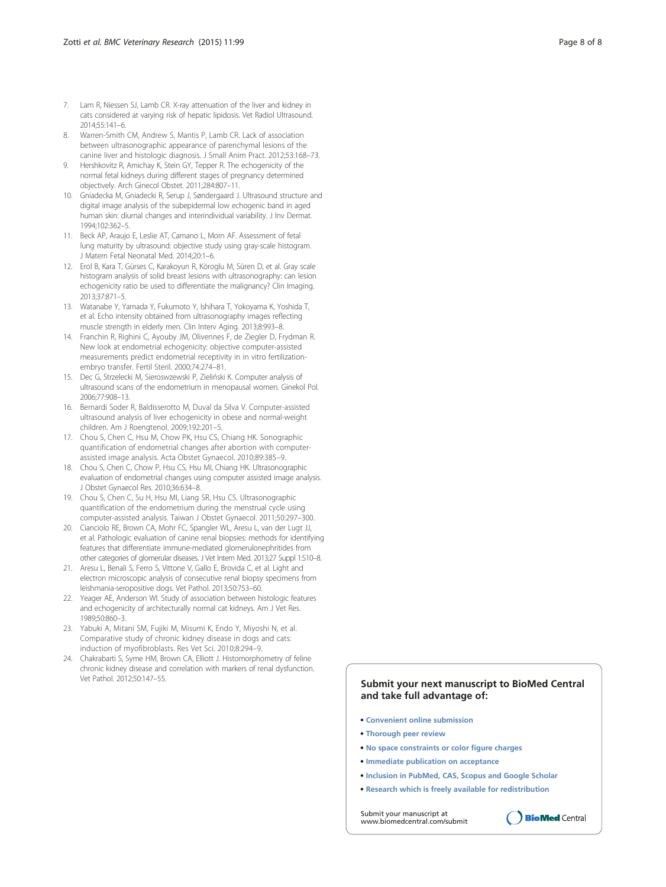7. Lam R, Niessen SJ, Lamb CR. X-ray attenuation of the liver and kidney in cats considered at varying risk of hepatic lipidosis. Vet Radiol Ultrasound. 2014;55:141–6.
8. Warren-Smith CM, Andrew S, Mantis P, Lamb CR. Lack of association between ultrasonographic appearance of parenchymal lesions of the canine liver and histologic diagnosis. J Small Anim Pract. 2012;53:168–73.
9. Hershkovitz R, Amichay K, Stein GY, Tepper R. The echogenicity of the normal fetal kidneys during different stages of pregnancy determined objectively. Arch Ginecol Obstet. 2011;284:807–11.
10. Gniadecka M, Gniadecki R, Serup J, Søndergaard J. Ultrasound structure and digital image analysis of the subepidermal low echogenic band in aged human skin: diurnal changes and interindividual variability. J Inv Dermat. 1994;102:362–5.
11. Beck AP, Araujo E, Leslie AT, Camano L, Morn AF. Assessment of fetal lung maturity by ultrasound: objective study using gray-scale histogram. J Matern Fetal Neonatal Med. 2014;20:1–6.
12. Erol B, Kara T, Gürses C, Karakoyun R, Köroglu M, Süren D, et al. Gray scale histogram analysis of solid breast lesions with ultrasonography: can lesion echogenicity ratio be used to differentiate the malignancy? Clin Imaging. 2013;37:871–5.
13. Watanabe Y, Yamada Y, Fukumoto Y, Ishihara T, Yokoyama K, Yoshida T, et al. Echo intensity obtained from ultrasonography images reflecting muscle strength in elderly men. Clin Interv Aging. 2013;8:993–8.
14. Franchin R, Righini C, Ayouby JM, Olivennes F, de Ziegler D, Frydman R. New look at endometrial echogenicity: objective computer-assisted measurements predict endometrial receptivity in in vitro fertilization-embryo transfer. Fertil Steril. 2000;74:274–81.
15. Dec G, Strzelecki M, Sieroswzewski P, Zieliński K. Computer analysis of ultrasound scans of the endometrium in menopausal women. Ginekol Pol. 2006;77:908–13.
16. Bernardi Soder R, Baldisserotto M, Duval da Silva V. Computer-assisted ultrasound analysis of liver echogenicity in obese and normal-weight children. Am J Roengtenol. 2009;192:201–5.
17. Chou S, Chen C, Hsu M, Chow PK, Hsu CS, Chiang HK. Sonographic quantification of endometrial changes after abortion with computer-assisted image analysis. Acta Obstet Gynaecol. 2010;89:385–9.
18. Chou S, Chen C, Chow P, Hsu CS, Hsu MI, Chiang HK. Ultrasonographic evaluation of endometrial changes using computer assisted image analysis. J Obstet Gynaecol Res. 2010;36:634–8.
19. Chou S, Chen C, Su H, Hsu MI, Liang SR, Hsu CS. Ultrasonographic quantification of the endometrium during the menstrual cycle using computer-assisted analysis. Taiwan J Obstet Gynaecol. 2011;50:297–300.
20. Cianciolo RE, Brown CA, Mohr FC, Spangler WL, Aresu L, van der Lugt JJ, et al. Pathologic evaluation of canine renal biopsies: methods for identifying features that differentiate immune-mediated glomerulonephritides from other categories of glomerular diseases. J Vet Intern Med. 2013;27 Suppl 1:S10–8.
21. Aresu L, Benali S, Ferro S, Vittone V, Gallo E, Brovida C, et al. Light and electron microscopic analysis of consecutive renal biopsy specimens from leishmania-seropositive dogs. Vet Pathol. 2013;50:753–60.
22. Yeager AE, Anderson WI. Study of association between histologic features and echogenicity of architecturally normal cat kidneys. Am J Vet Res. 1989;50:860–3.
23. Yabuki A, Mitani SM, Fujiki M, Misumi K, Endo Y, Miyoshi N, et al. Comparative study of chronic kidney disease in dogs and cats: induction of myofibroblasts. Res Vet Sci. 2010;8:294–9.
24. Chakrabarti S, Syme HM, Brown CA, Elliott J. Histomorphometry of feline chronic kidney disease and correlation with markers of renal dysfunction. Vet Pathol. 2012;50:147–55.

**Submit your next manuscript to BioMed Central and take full advantage of:**

- **Convenient online submission**
- **Thorough peer review**
- **No space constraints or color figure charges**
- **Immediate publication on acceptance**
- **Inclusion in PubMed, CAS, Scopus and Google Scholar**
- **Research which is freely available for redistribution**

Submit your manuscript at
www.biomedcentral.com/submit

BioMed Central